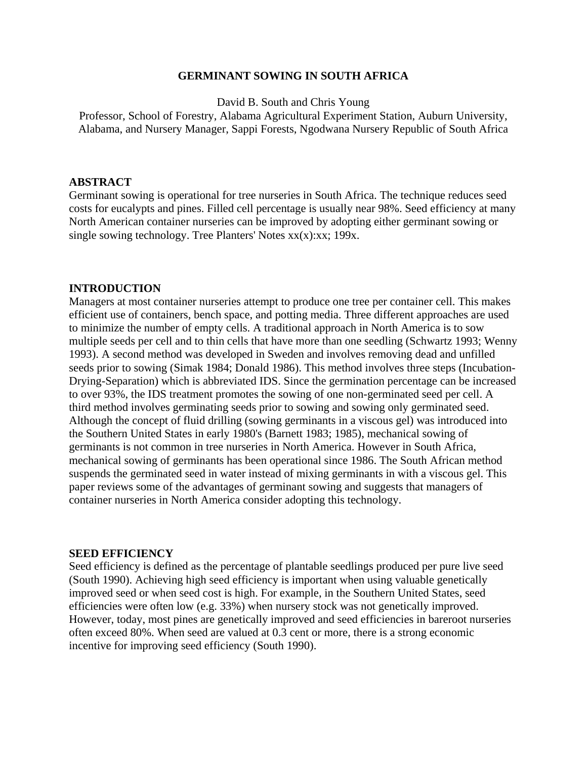# GERMINANT SOWING IN SOUTH AFRICA

David B. South and Chris Young

Professor, School of Forestry, Alabama Agricultural Experiment Station, Auburn University, Alabama, and Nursery Manager, Sappi Forests, Ngodwana Nursery Republic of South Africa

## ABSTRACT

Germinant sowing is operational for tree nurseries in South Africa. The technique reduces seed costs for eucalypts and pines. Filled cell percentage is usually near 98%. Seed efficiency at many North American container nurseries can be improved by adopting either germinant sowing or single sowing technology. Tree Planters' Notes xx(x):xx; 199x.

## INTRODUCTION

Managers at most container nurseries attempt to produce one tree per container cell. This makes efficient use of containers, bench space, and potting media. Three different approaches are used to minimize the number of empty cells. A traditional approach in North America is to sow multiple seeds per cell and to thin cells that have more than one seedling (Schwartz 1993; Wenny 1993). A second method was developed in Sweden and involves removing dead and unfilled seeds prior to sowing (Simak 1984; Donald 1986). This method involves three steps (Incubation-Drying-Separation) which is abbreviated IDS. Since the germination percentage can be increased to over 93%, the IDS treatment promotes the sowing of one non-germinated seed per cell. A third method involves germinating seeds prior to sowing and sowing only germinated seed. Although the concept of fluid drilling (sowing germinants in a viscous gel) was introduced into the Southern United States in early 1980's (Barnett 1983; 1985), mechanical sowing of germinants is not common in tree nurseries in North America. However in South Africa, mechanical sowing of germinants has been operational since 1986. The South African method suspends the germinated seed in water instead of mixing germinants in with a viscous gel. This paper reviews some of the advantages of germinant sowing and suggests that managers of container nurseries in North America consider adopting this technology.

## SEED EFFICIENCY

Seed efficiency is defined as the percentage of plantable seedlings produced per pure live seed (South 1990). Achieving high seed efficiency is important when using valuable genetically improved seed or when seed cost is high. For example, in the Southern United States, seed efficiencies were often low (e.g. 33%) when nursery stock was not genetically improved. However, today, most pines are genetically improved and seed efficiencies in bareroot nurseries often exceed 80%. When seed are valued at 0.3 cent or more, there is a strong economic incentive for improving seed efficiency (South 1990).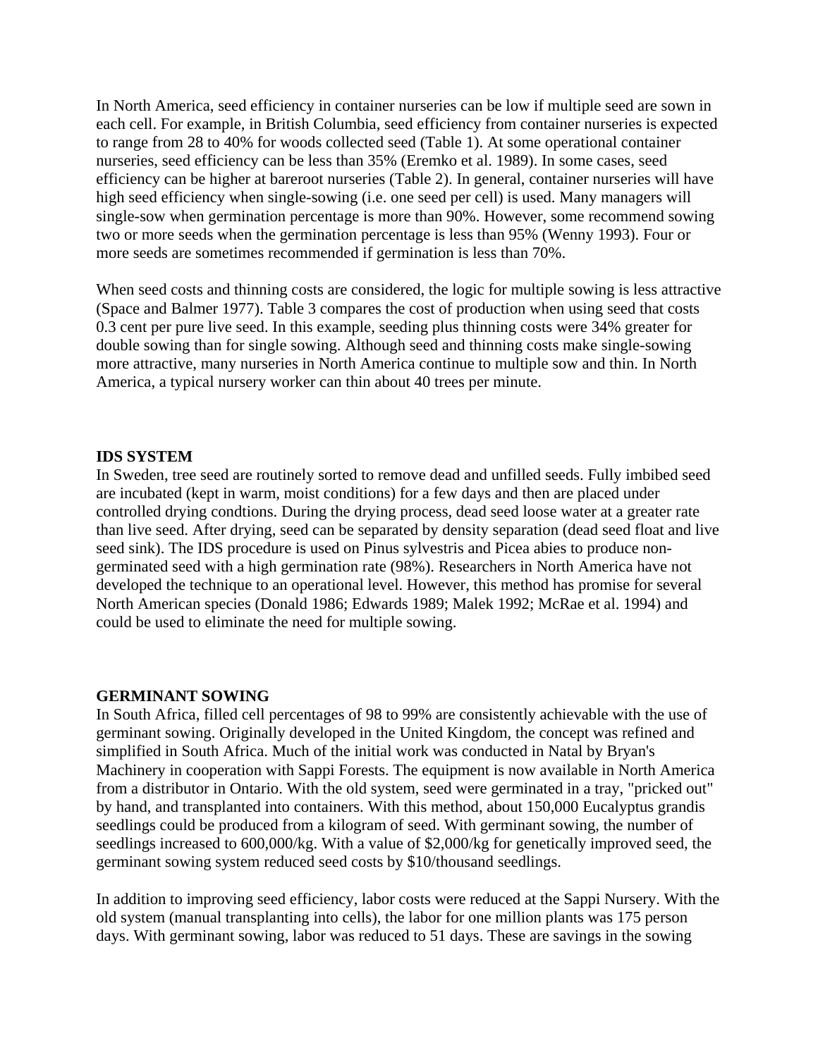In North America, seed efficiency in container nurseries can be low if multiple seed are sown in each cell. For example, in British Columbia, seed efficiency from container nurseries is expected to range from 28 to 40% for woods collected seed (Table 1). At some operational container nurseries, seed efficiency can be less than 35% (Eremko et al. 1989). In some cases, seed efficiency can be higher at bareroot nurseries (Table 2). In general, container nurseries will have high seed efficiency when single-sowing (i.e. one seed per cell) is used. Many managers will single-sow when germination percentage is more than 90%. However, some recommend sowing two or more seeds when the germination percentage is less than 95% (Wenny 1993). Four or more seeds are sometimes recommended if germination is less than 70%.

When seed costs and thinning costs are considered, the logic for multiple sowing is less attractive (Space and Balmer 1977). Table 3 compares the cost of production when using seed that costs 0.3 cent per pure live seed. In this example, seeding plus thinning costs were 34% greater for double sowing than for single sowing. Although seed and thinning costs make single-sowing more attractive, many nurseries in North America continue to multiple sow and thin. In North America, a typical nursery worker can thin about 40 trees per minute.

**IDS SYSTEM**

In Sweden, tree seed are routinely sorted to remove dead and unfilled seeds. Fully imbibed seed are incubated (kept in warm, moist conditions) for a few days and then are placed under controlled drying condtions. During the drying process, dead seed loose water at a greater rate than live seed. After drying, seed can be separated by density separation (dead seed float and live seed sink). The IDS procedure is used on Pinus sylvestris and Picea abies to produce non-germinated seed with a high germination rate (98%). Researchers in North America have not developed the technique to an operational level. However, this method has promise for several North American species (Donald 1986; Edwards 1989; Malek 1992; McRae et al. 1994) and could be used to eliminate the need for multiple sowing.

**GERMINANT SOWING**

In South Africa, filled cell percentages of 98 to 99% are consistently achievable with the use of germinant sowing. Originally developed in the United Kingdom, the concept was refined and simplified in South Africa. Much of the initial work was conducted in Natal by Bryan's Machinery in cooperation with Sappi Forests. The equipment is now available in North America from a distributor in Ontario. With the old system, seed were germinated in a tray, "pricked out" by hand, and transplanted into containers. With this method, about 150,000 Eucalyptus grandis seedlings could be produced from a kilogram of seed. With germinant sowing, the number of seedlings increased to 600,000/kg. With a value of $2,000/kg for genetically improved seed, the germinant sowing system reduced seed costs by $10/thousand seedlings.

In addition to improving seed efficiency, labor costs were reduced at the Sappi Nursery. With the old system (manual transplanting into cells), the labor for one million plants was 175 person days. With germinant sowing, labor was reduced to 51 days. These are savings in the sowing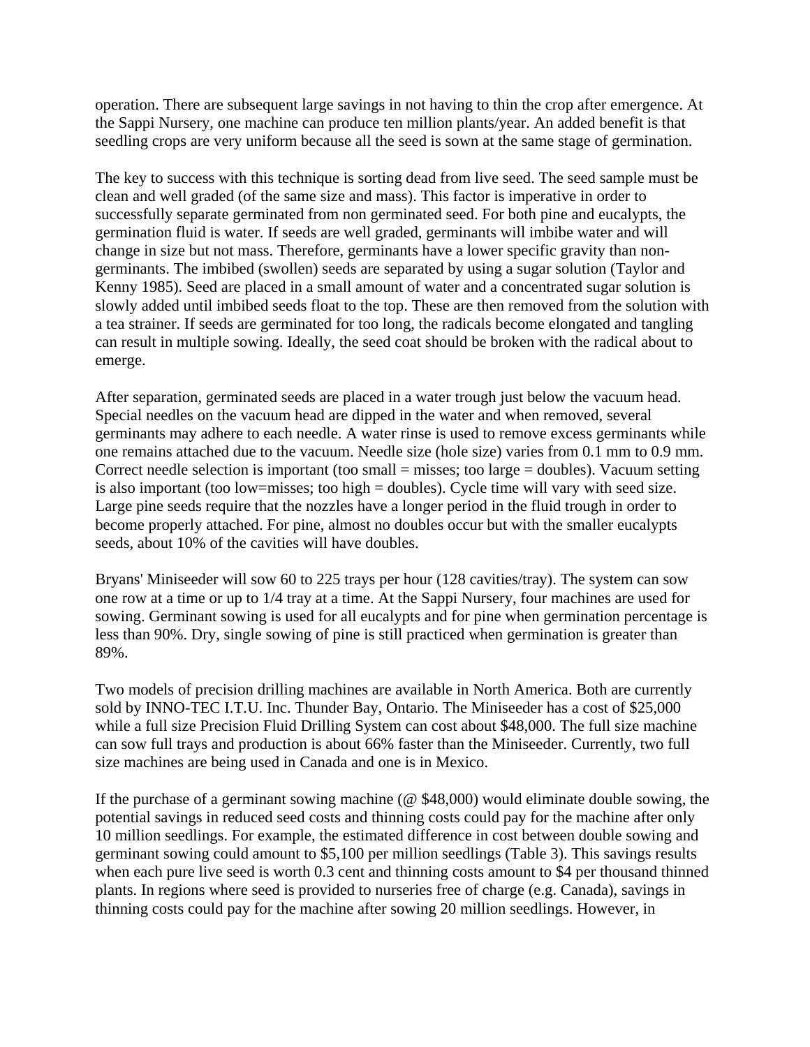operation. There are subsequent large savings in not having to thin the crop after emergence. At the Sappi Nursery, one machine can produce ten million plants/year. An added benefit is that seedling crops are very uniform because all the seed is sown at the same stage of germination.

The key to success with this technique is sorting dead from live seed. The seed sample must be clean and well graded (of the same size and mass). This factor is imperative in order to successfully separate germinated from non germinated seed. For both pine and eucalypts, the germination fluid is water. If seeds are well graded, germinants will imbibe water and will change in size but not mass. Therefore, germinants have a lower specific gravity than non-germinants. The imbibed (swollen) seeds are separated by using a sugar solution (Taylor and Kenny 1985). Seed are placed in a small amount of water and a concentrated sugar solution is slowly added until imbibed seeds float to the top. These are then removed from the solution with a tea strainer. If seeds are germinated for too long, the radicals become elongated and tangling can result in multiple sowing. Ideally, the seed coat should be broken with the radical about to emerge.

After separation, germinated seeds are placed in a water trough just below the vacuum head. Special needles on the vacuum head are dipped in the water and when removed, several germinants may adhere to each needle. A water rinse is used to remove excess germinants while one remains attached due to the vacuum. Needle size (hole size) varies from 0.1 mm to 0.9 mm. Correct needle selection is important (too small = misses; too large = doubles). Vacuum setting is also important (too low=misses; too high = doubles). Cycle time will vary with seed size. Large pine seeds require that the nozzles have a longer period in the fluid trough in order to become properly attached. For pine, almost no doubles occur but with the smaller eucalypts seeds, about 10% of the cavities will have doubles.

Bryans' Miniseeder will sow 60 to 225 trays per hour (128 cavities/tray). The system can sow one row at a time or up to 1/4 tray at a time. At the Sappi Nursery, four machines are used for sowing. Germinant sowing is used for all eucalypts and for pine when germination percentage is less than 90%. Dry, single sowing of pine is still practiced when germination is greater than 89%.

Two models of precision drilling machines are available in North America. Both are currently sold by INNO-TEC I.T.U. Inc. Thunder Bay, Ontario. The Miniseeder has a cost of $25,000 while a full size Precision Fluid Drilling System can cost about $48,000. The full size machine can sow full trays and production is about 66% faster than the Miniseeder. Currently, two full size machines are being used in Canada and one is in Mexico.

If the purchase of a germinant sowing machine (@ $48,000) would eliminate double sowing, the potential savings in reduced seed costs and thinning costs could pay for the machine after only 10 million seedlings. For example, the estimated difference in cost between double sowing and germinant sowing could amount to $5,100 per million seedlings (Table 3). This savings results when each pure live seed is worth 0.3 cent and thinning costs amount to $4 per thousand thinned plants. In regions where seed is provided to nurseries free of charge (e.g. Canada), savings in thinning costs could pay for the machine after sowing 20 million seedlings. However, in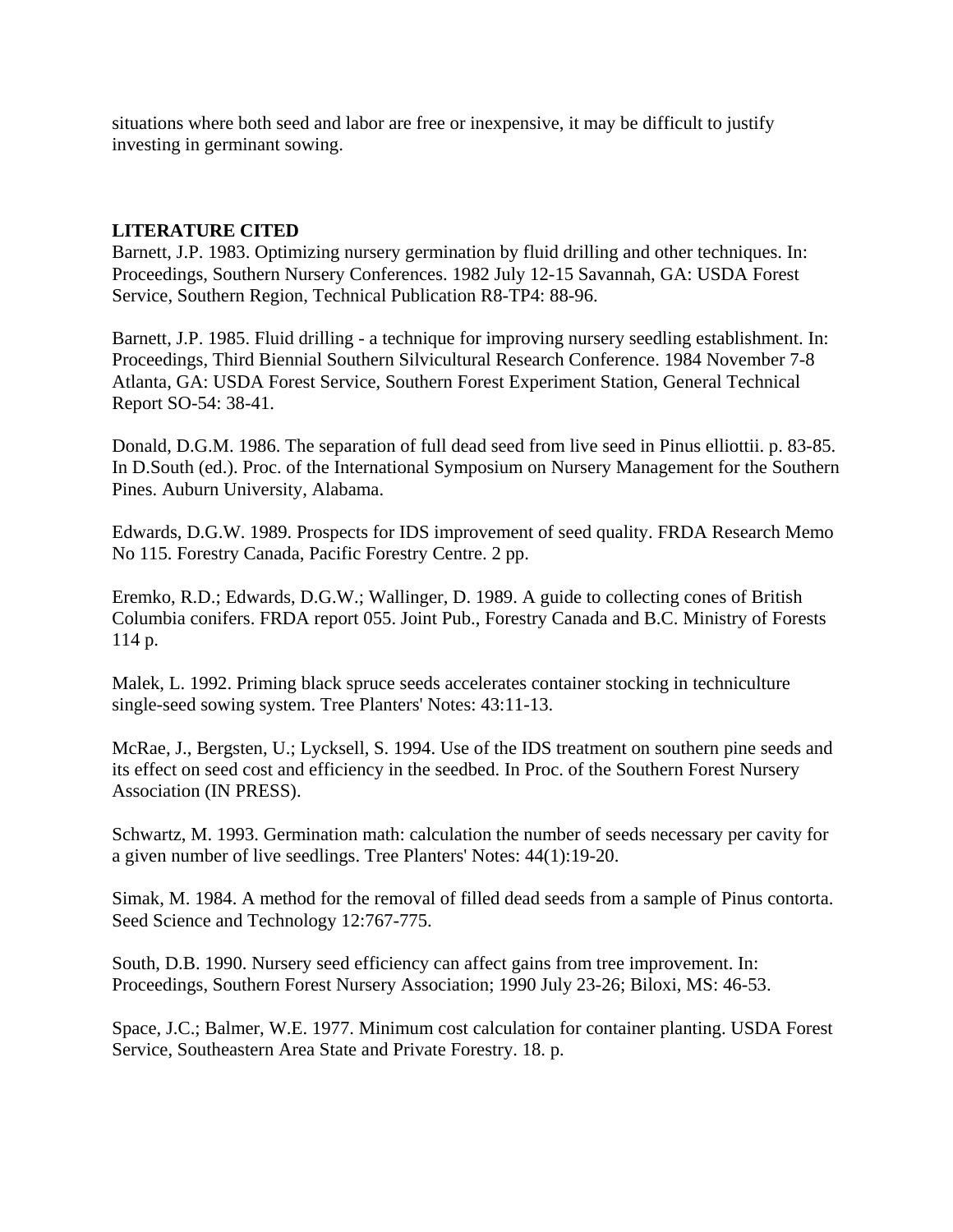situations where both seed and labor are free or inexpensive, it may be difficult to justify investing in germinant sowing.

## LITERATURE CITED

Barnett, J.P. 1983. Optimizing nursery germination by fluid drilling and other techniques. In: Proceedings, Southern Nursery Conferences. 1982 July 12-15 Savannah, GA: USDA Forest Service, Southern Region, Technical Publication R8-TP4: 88-96.

Barnett, J.P. 1985. Fluid drilling - a technique for improving nursery seedling establishment. In: Proceedings, Third Biennial Southern Silvicultural Research Conference. 1984 November 7-8 Atlanta, GA: USDA Forest Service, Southern Forest Experiment Station, General Technical Report SO-54: 38-41.

Donald, D.G.M. 1986. The separation of full dead seed from live seed in Pinus elliottii. p. 83-85. In D.South (ed.). Proc. of the International Symposium on Nursery Management for the Southern Pines. Auburn University, Alabama.

Edwards, D.G.W. 1989. Prospects for IDS improvement of seed quality. FRDA Research Memo No 115. Forestry Canada, Pacific Forestry Centre. 2 pp.

Eremko, R.D.; Edwards, D.G.W.; Wallinger, D. 1989. A guide to collecting cones of British Columbia conifers. FRDA report 055. Joint Pub., Forestry Canada and B.C. Ministry of Forests 114 p.

Malek, L. 1992. Priming black spruce seeds accelerates container stocking in techniculture single-seed sowing system. Tree Planters' Notes: 43:11-13.

McRae, J., Bergsten, U.; Lycksell, S. 1994. Use of the IDS treatment on southern pine seeds and its effect on seed cost and efficiency in the seedbed. In Proc. of the Southern Forest Nursery Association (IN PRESS).

Schwartz, M. 1993. Germination math: calculation the number of seeds necessary per cavity for a given number of live seedlings. Tree Planters' Notes: 44(1):19-20.

Simak, M. 1984. A method for the removal of filled dead seeds from a sample of Pinus contorta. Seed Science and Technology 12:767-775.

South, D.B. 1990. Nursery seed efficiency can affect gains from tree improvement. In: Proceedings, Southern Forest Nursery Association; 1990 July 23-26; Biloxi, MS: 46-53.

Space, J.C.; Balmer, W.E. 1977. Minimum cost calculation for container planting. USDA Forest Service, Southeastern Area State and Private Forestry. 18. p.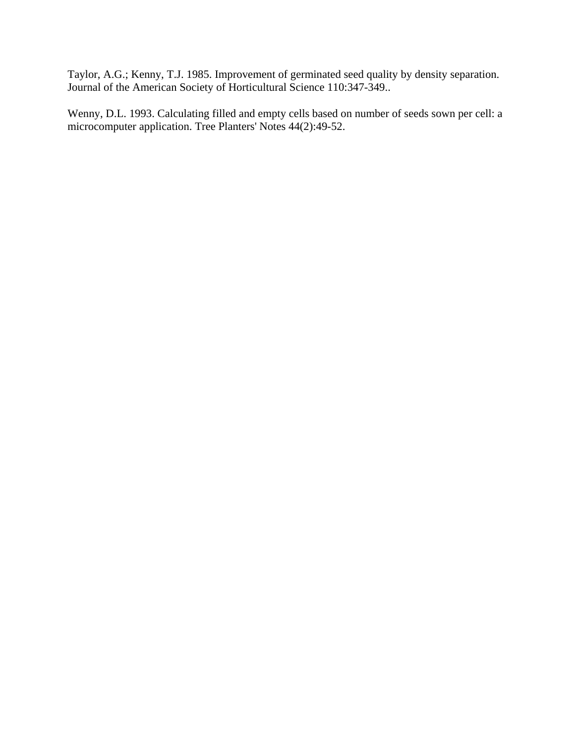Taylor, A.G.; Kenny, T.J. 1985. Improvement of germinated seed quality by density separation. Journal of the American Society of Horticultural Science 110:347-349..

Wenny, D.L. 1993. Calculating filled and empty cells based on number of seeds sown per cell: a microcomputer application. Tree Planters' Notes 44(2):49-52.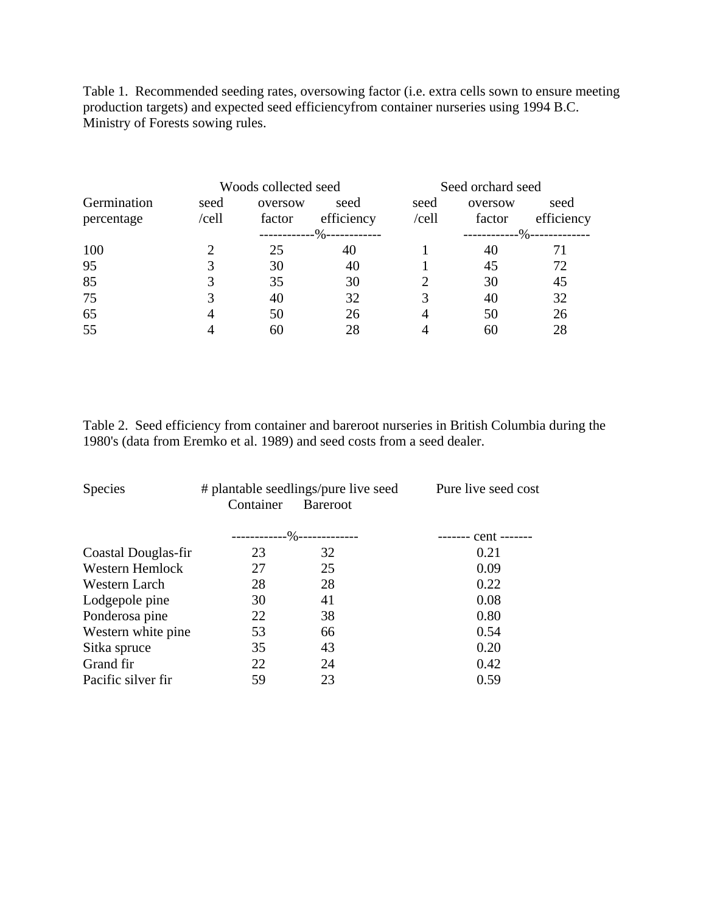Table 1. Recommended seeding rates, oversowing factor (i.e. extra cells sown to ensure meeting production targets) and expected seed efficiencyfrom container nurseries using 1994 B.C. Ministry of Forests sowing rules.

| | Woods collected seed | | | Seed orchard seed | | |
|---|---|---|---|---|---|---|
| Germination percentage | seed /cell | oversow factor | seed efficiency | seed /cell | oversow factor | seed efficiency |
| | | ------------%----------- | | | ------------%------------- | |
| 100 | 2 | 25 | 40 | 1 | 40 | 71 |
| 95 | 3 | 30 | 40 | 1 | 45 | 72 |
| 85 | 3 | 35 | 30 | 2 | 30 | 45 |
| 75 | 3 | 40 | 32 | 3 | 40 | 32 |
| 65 | 4 | 50 | 26 | 4 | 50 | 26 |
| 55 | 4 | 60 | 28 | 4 | 60 | 28 |

Table 2. Seed efficiency from container and bareroot nurseries in British Columbia during the 1980's (data from Eremko et al. 1989) and seed costs from a seed dealer.

| Species | # plantable seedlings/pure live seed | | Pure live seed cost |
|---|---|---|---|
| | Container | Bareroot | |
| | ------------%------------- | | ------- cent ------- |
| Coastal Douglas-fir | 23 | 32 | 0.21 |
| Western Hemlock | 27 | 25 | 0.09 |
| Western Larch | 28 | 28 | 0.22 |
| Lodgepole pine | 30 | 41 | 0.08 |
| Ponderosa pine | 22 | 38 | 0.80 |
| Western white pine | 53 | 66 | 0.54 |
| Sitka spruce | 35 | 43 | 0.20 |
| Grand fir | 22 | 24 | 0.42 |
| Pacific silver fir | 59 | 23 | 0.59 |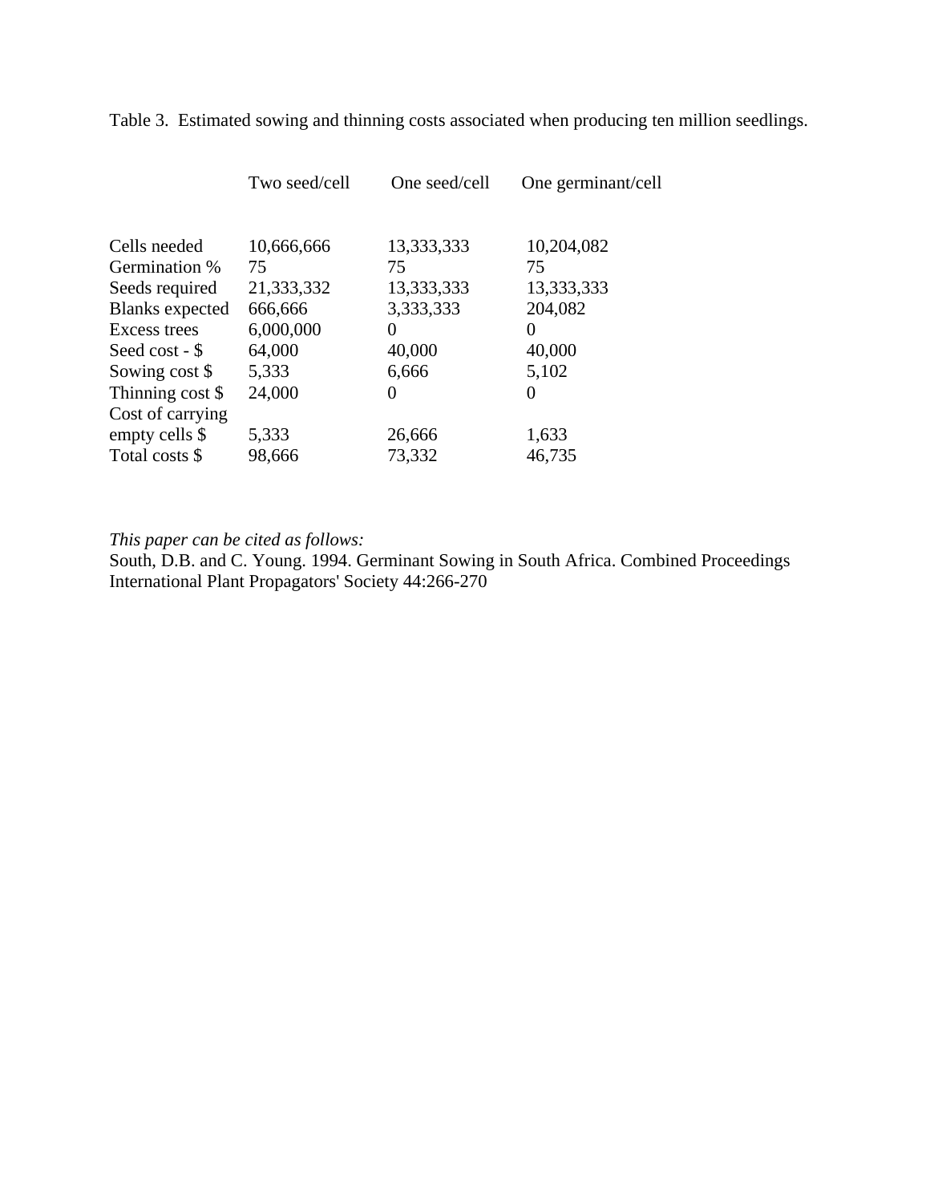Table 3. Estimated sowing and thinning costs associated when producing ten million seedlings.

| | Two seed/cell | One seed/cell | One germinant/cell |
|---|---|---|---|
| Cells needed | 10,666,666 | 13,333,333 | 10,204,082 |
| Germination % | 75 | 75 | 75 |
| Seeds required | 21,333,332 | 13,333,333 | 13,333,333 |
| Blanks expected | 666,666 | 3,333,333 | 204,082 |
| Excess trees | 6,000,000 | 0 | 0 |
| Seed cost - $ | 64,000 | 40,000 | 40,000 |
| Sowing cost $ | 5,333 | 6,666 | 5,102 |
| Thinning cost $ | 24,000 | 0 | 0 |
| Cost of carrying empty cells $ | 5,333 | 26,666 | 1,633 |
| Total costs $ | 98,666 | 73,332 | 46,735 |

*This paper can be cited as follows:*
South, D.B. and C. Young. 1994. Germinant Sowing in South Africa. Combined Proceedings International Plant Propagators' Society 44:266-270